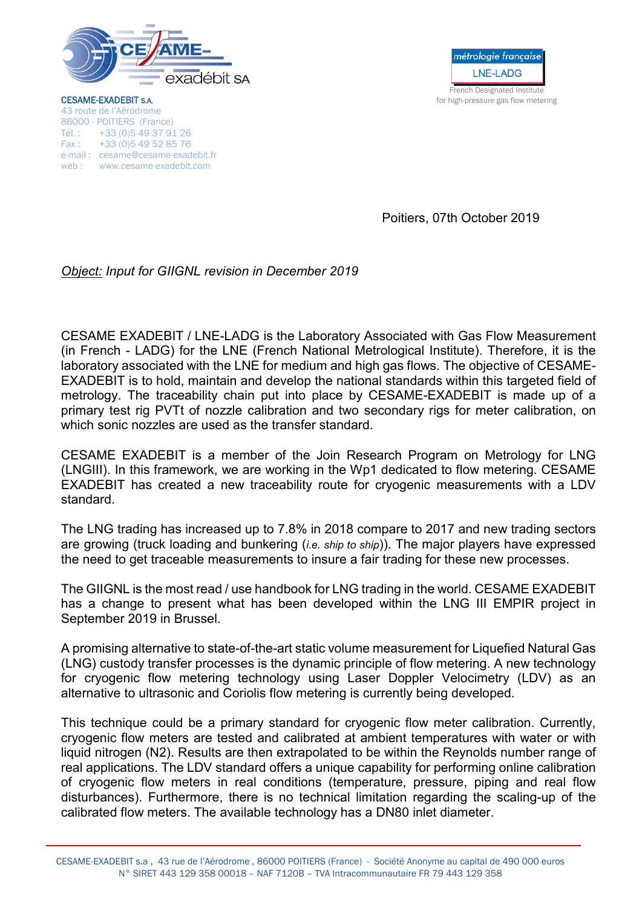CESAME-EXADEBIT S.A.
43 route de l'Aérodrome
86000 - POITIERS (France)
Tél. : +33 (0)5 49 37 91 26
Fax : +33 (0)5 49 52 85 76
e-mail : cesame@cesame-exadebit.fr
web : www.cesame-exadebit.com

métrologie française
LNE-LADG
French Designated Institute
for high-pressure gas flow metering

Poitiers, 07th October 2019

*Object: Input for GIIGNL revision in December 2019*

CESAME EXADEBIT / LNE-LADG is the Laboratory Associated with Gas Flow Measurement (in French - LADG) for the LNE (French National Metrological Institute). Therefore, it is the laboratory associated with the LNE for medium and high gas flows. The objective of CESAME-EXADEBIT is to hold, maintain and develop the national standards within this targeted field of metrology. The traceability chain put into place by CESAME-EXADEBIT is made up of a primary test rig PVTt of nozzle calibration and two secondary rigs for meter calibration, on which sonic nozzles are used as the transfer standard.

CESAME EXADEBIT is a member of the Join Research Program on Metrology for LNG (LNGIII). In this framework, we are working in the Wp1 dedicated to flow metering. CESAME EXADEBIT has created a new traceability route for cryogenic measurements with a LDV standard.

The LNG trading has increased up to 7.8% in 2018 compare to 2017 and new trading sectors are growing (truck loading and bunkering (*i.e. ship to ship*)). The major players have expressed the need to get traceable measurements to insure a fair trading for these new processes.

The GIIGNL is the most read / use handbook for LNG trading in the world. CESAME EXADEBIT has a change to present what has been developed within the LNG III EMPIR project in September 2019 in Brussel.

A promising alternative to state-of-the-art static volume measurement for Liquefied Natural Gas (LNG) custody transfer processes is the dynamic principle of flow metering. A new technology for cryogenic flow metering technology using Laser Doppler Velocimetry (LDV) as an alternative to ultrasonic and Coriolis flow metering is currently being developed.

This technique could be a primary standard for cryogenic flow meter calibration. Currently, cryogenic flow meters are tested and calibrated at ambient temperatures with water or with liquid nitrogen ($N_2$). Results are then extrapolated to be within the Reynolds number range of real applications. The LDV standard offers a unique capability for performing online calibration of cryogenic flow meters in real conditions (temperature, pressure, piping and real flow disturbances). Furthermore, there is no technical limitation regarding the scaling-up of the calibrated flow meters. The available technology has a DN80 inlet diameter.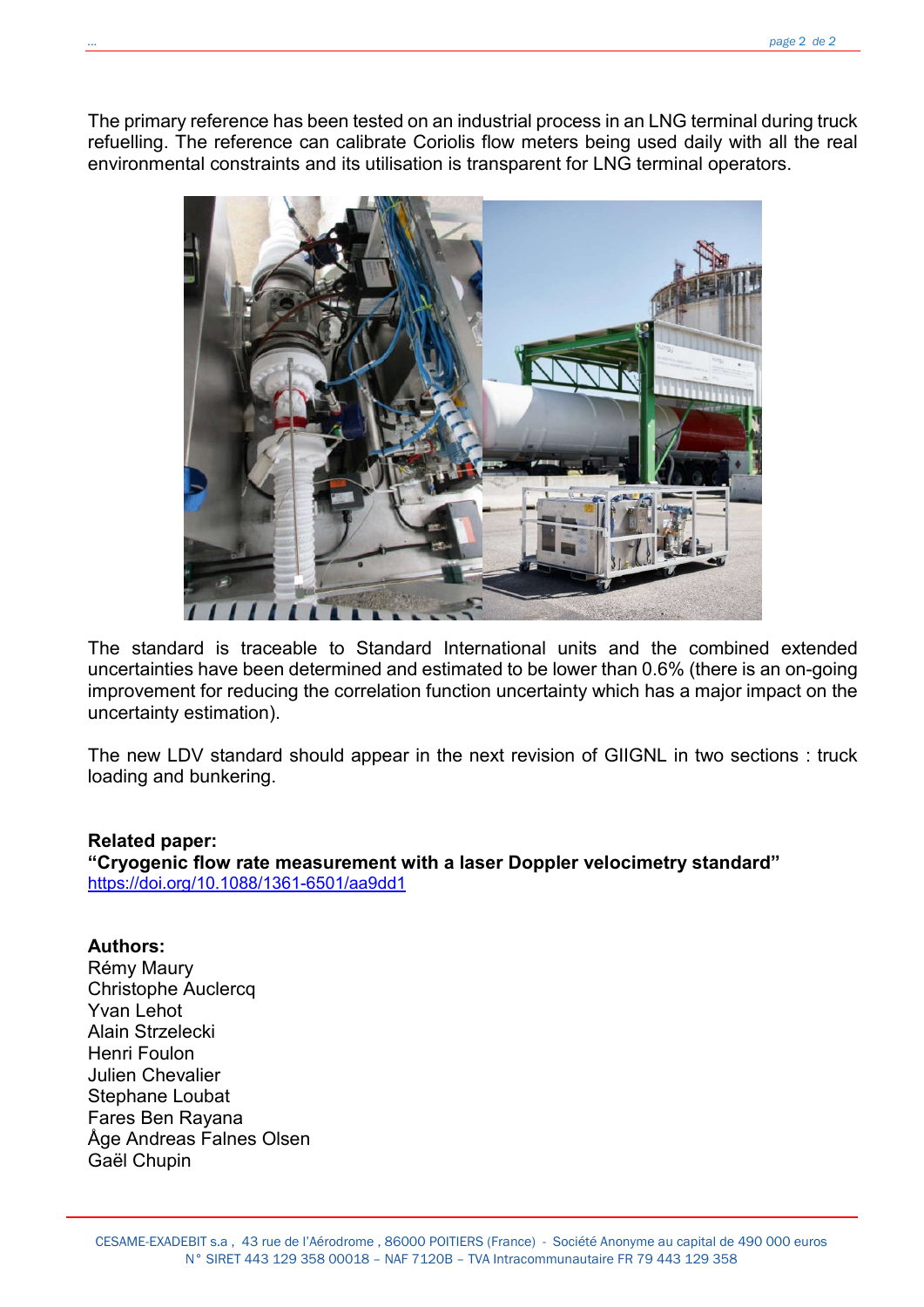The primary reference has been tested on an industrial process in an LNG terminal during truck refuelling. The reference can calibrate Coriolis flow meters being used daily with all the real environmental constraints and its utilisation is transparent for LNG terminal operators.

The standard is traceable to Standard International units and the combined extended uncertainties have been determined and estimated to be lower than 0.6% (there is an on-going improvement for reducing the correlation function uncertainty which has a major impact on the uncertainty estimation).

The new LDV standard should appear in the next revision of GIIGNL in two sections : truck loading and bunkering.

**Related paper:**
**“Cryogenic flow rate measurement with a laser Doppler velocimetry standard”**
https://doi.org/10.1088/1361-6501/aa9dd1

**Authors:**
Rémy Maury
Christophe Auclercq
Yvan Lehot
Alain Strzelecki
Henri Foulon
Julien Chevalier
Stephane Loubat
Fares Ben Rayana
Åge Andreas Falnes Olsen
Gaël Chupin

CESAME-EXADEBIT s.a , 43 rue de l'Aérodrome , 86000 POITIERS (France) - Société Anonyme au capital de 490 000 euros
N° SIRET 443 129 358 00018 – NAF 7120B – TVA Intracommunautaire FR 79 443 129 358